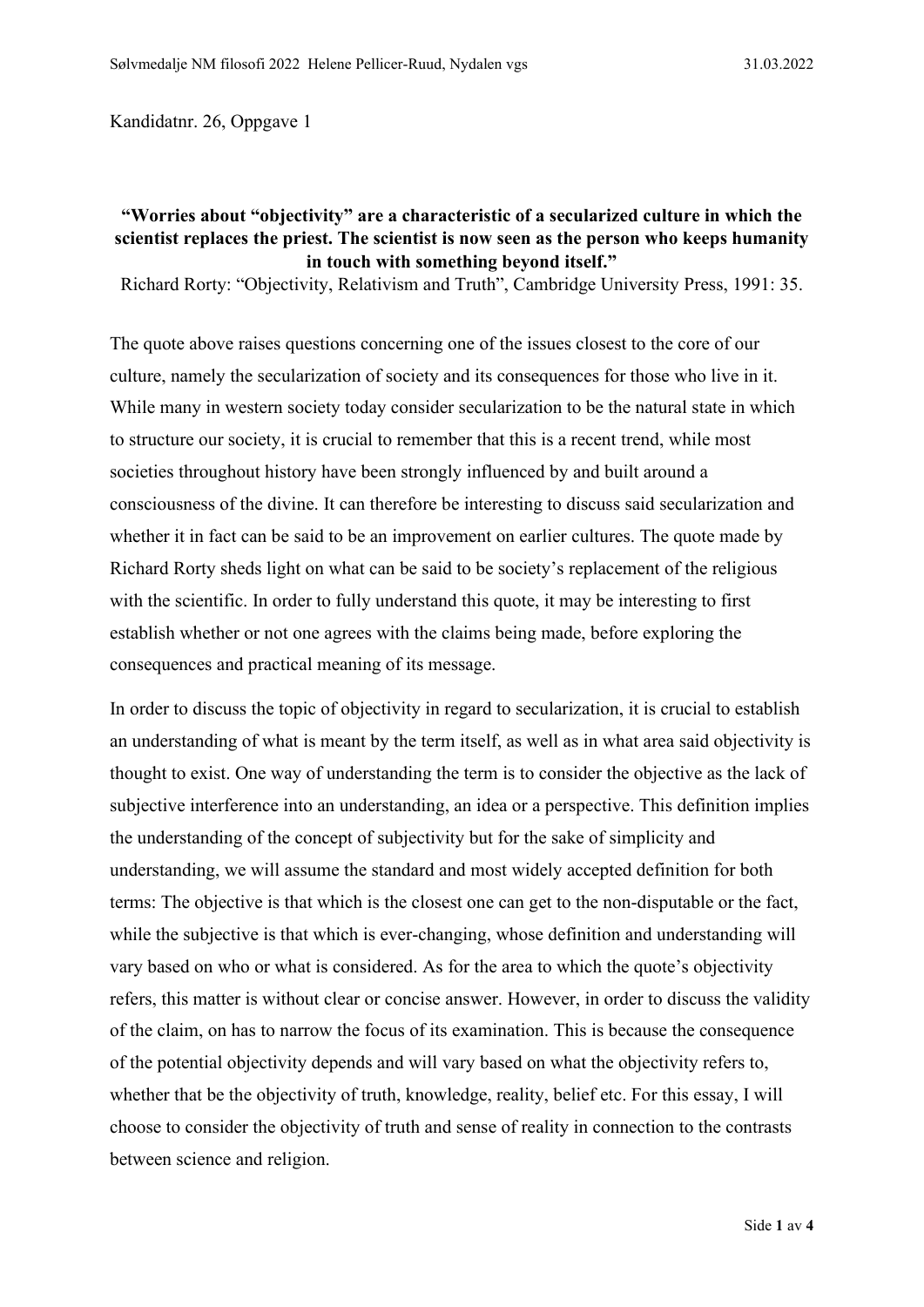Kandidatnr. 26, Oppgave 1

**"Worries about "objectivity" are a characteristic of a secularized culture in which the scientist replaces the priest. The scientist is now seen as the person who keeps humanity in touch with something beyond itself."**

Richard Rorty: "Objectivity, Relativism and Truth", Cambridge University Press, 1991: 35.

The quote above raises questions concerning one of the issues closest to the core of our culture, namely the secularization of society and its consequences for those who live in it. While many in western society today consider secularization to be the natural state in which to structure our society, it is crucial to remember that this is a recent trend, while most societies throughout history have been strongly influenced by and built around a consciousness of the divine. It can therefore be interesting to discuss said secularization and whether it in fact can be said to be an improvement on earlier cultures. The quote made by Richard Rorty sheds light on what can be said to be society's replacement of the religious with the scientific. In order to fully understand this quote, it may be interesting to first establish whether or not one agrees with the claims being made, before exploring the consequences and practical meaning of its message.

In order to discuss the topic of objectivity in regard to secularization, it is crucial to establish an understanding of what is meant by the term itself, as well as in what area said objectivity is thought to exist. One way of understanding the term is to consider the objective as the lack of subjective interference into an understanding, an idea or a perspective. This definition implies the understanding of the concept of subjectivity but for the sake of simplicity and understanding, we will assume the standard and most widely accepted definition for both terms: The objective is that which is the closest one can get to the non-disputable or the fact, while the subjective is that which is ever-changing, whose definition and understanding will vary based on who or what is considered. As for the area to which the quote's objectivity refers, this matter is without clear or concise answer. However, in order to discuss the validity of the claim, on has to narrow the focus of its examination. This is because the consequence of the potential objectivity depends and will vary based on what the objectivity refers to, whether that be the objectivity of truth, knowledge, reality, belief etc. For this essay, I will choose to consider the objectivity of truth and sense of reality in connection to the contrasts between science and religion.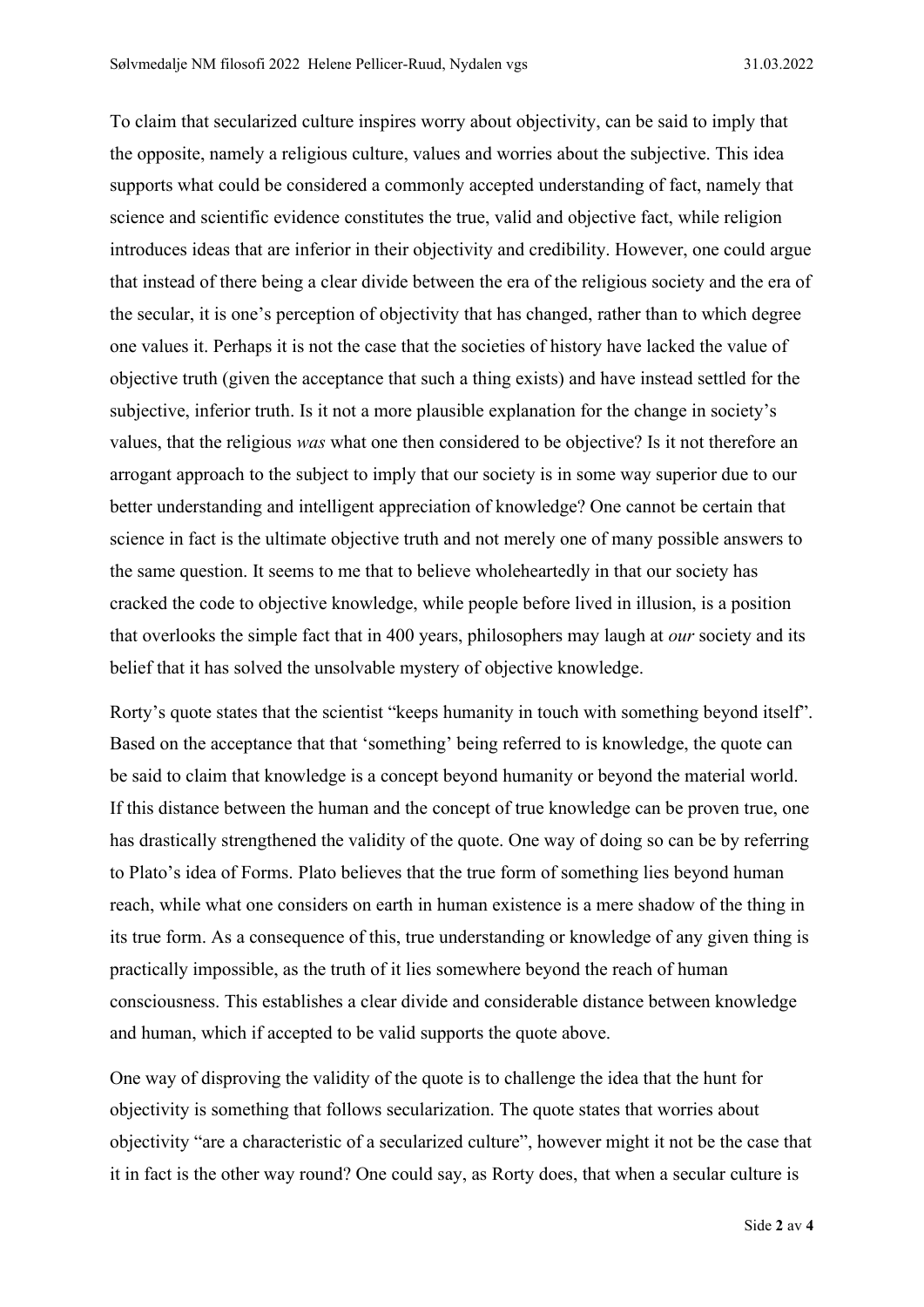To claim that secularized culture inspires worry about objectivity, can be said to imply that the opposite, namely a religious culture, values and worries about the subjective. This idea supports what could be considered a commonly accepted understanding of fact, namely that science and scientific evidence constitutes the true, valid and objective fact, while religion introduces ideas that are inferior in their objectivity and credibility. However, one could argue that instead of there being a clear divide between the era of the religious society and the era of the secular, it is one's perception of objectivity that has changed, rather than to which degree one values it. Perhaps it is not the case that the societies of history have lacked the value of objective truth (given the acceptance that such a thing exists) and have instead settled for the subjective, inferior truth. Is it not a more plausible explanation for the change in society's values, that the religious *was* what one then considered to be objective? Is it not therefore an arrogant approach to the subject to imply that our society is in some way superior due to our better understanding and intelligent appreciation of knowledge? One cannot be certain that science in fact is the ultimate objective truth and not merely one of many possible answers to the same question. It seems to me that to believe wholeheartedly in that our society has cracked the code to objective knowledge, while people before lived in illusion, is a position that overlooks the simple fact that in 400 years, philosophers may laugh at *our* society and its belief that it has solved the unsolvable mystery of objective knowledge.

Rorty's quote states that the scientist "keeps humanity in touch with something beyond itself". Based on the acceptance that that 'something' being referred to is knowledge, the quote can be said to claim that knowledge is a concept beyond humanity or beyond the material world. If this distance between the human and the concept of true knowledge can be proven true, one has drastically strengthened the validity of the quote. One way of doing so can be by referring to Plato's idea of Forms. Plato believes that the true form of something lies beyond human reach, while what one considers on earth in human existence is a mere shadow of the thing in its true form. As a consequence of this, true understanding or knowledge of any given thing is practically impossible, as the truth of it lies somewhere beyond the reach of human consciousness. This establishes a clear divide and considerable distance between knowledge and human, which if accepted to be valid supports the quote above.

One way of disproving the validity of the quote is to challenge the idea that the hunt for objectivity is something that follows secularization. The quote states that worries about objectivity "are a characteristic of a secularized culture", however might it not be the case that it in fact is the other way round? One could say, as Rorty does, that when a secular culture is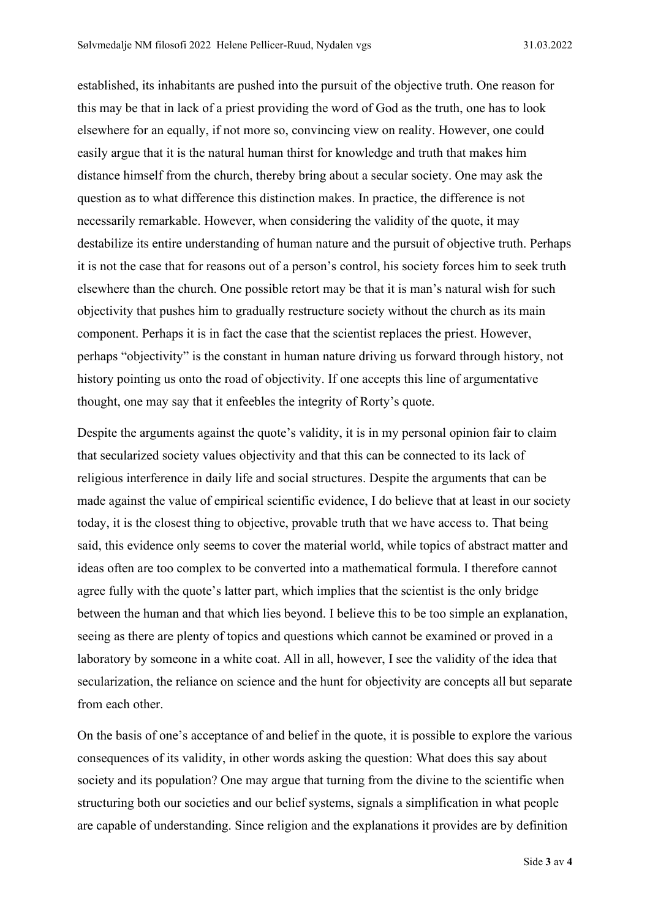established, its inhabitants are pushed into the pursuit of the objective truth. One reason for this may be that in lack of a priest providing the word of God as the truth, one has to look elsewhere for an equally, if not more so, convincing view on reality. However, one could easily argue that it is the natural human thirst for knowledge and truth that makes him distance himself from the church, thereby bring about a secular society. One may ask the question as to what difference this distinction makes. In practice, the difference is not necessarily remarkable. However, when considering the validity of the quote, it may destabilize its entire understanding of human nature and the pursuit of objective truth. Perhaps it is not the case that for reasons out of a person's control, his society forces him to seek truth elsewhere than the church. One possible retort may be that it is man's natural wish for such objectivity that pushes him to gradually restructure society without the church as its main component. Perhaps it is in fact the case that the scientist replaces the priest. However, perhaps "objectivity" is the constant in human nature driving us forward through history, not history pointing us onto the road of objectivity. If one accepts this line of argumentative thought, one may say that it enfeebles the integrity of Rorty's quote.

Despite the arguments against the quote's validity, it is in my personal opinion fair to claim that secularized society values objectivity and that this can be connected to its lack of religious interference in daily life and social structures. Despite the arguments that can be made against the value of empirical scientific evidence, I do believe that at least in our society today, it is the closest thing to objective, provable truth that we have access to. That being said, this evidence only seems to cover the material world, while topics of abstract matter and ideas often are too complex to be converted into a mathematical formula. I therefore cannot agree fully with the quote's latter part, which implies that the scientist is the only bridge between the human and that which lies beyond. I believe this to be too simple an explanation, seeing as there are plenty of topics and questions which cannot be examined or proved in a laboratory by someone in a white coat. All in all, however, I see the validity of the idea that secularization, the reliance on science and the hunt for objectivity are concepts all but separate from each other.

On the basis of one's acceptance of and belief in the quote, it is possible to explore the various consequences of its validity, in other words asking the question: What does this say about society and its population? One may argue that turning from the divine to the scientific when structuring both our societies and our belief systems, signals a simplification in what people are capable of understanding. Since religion and the explanations it provides are by definition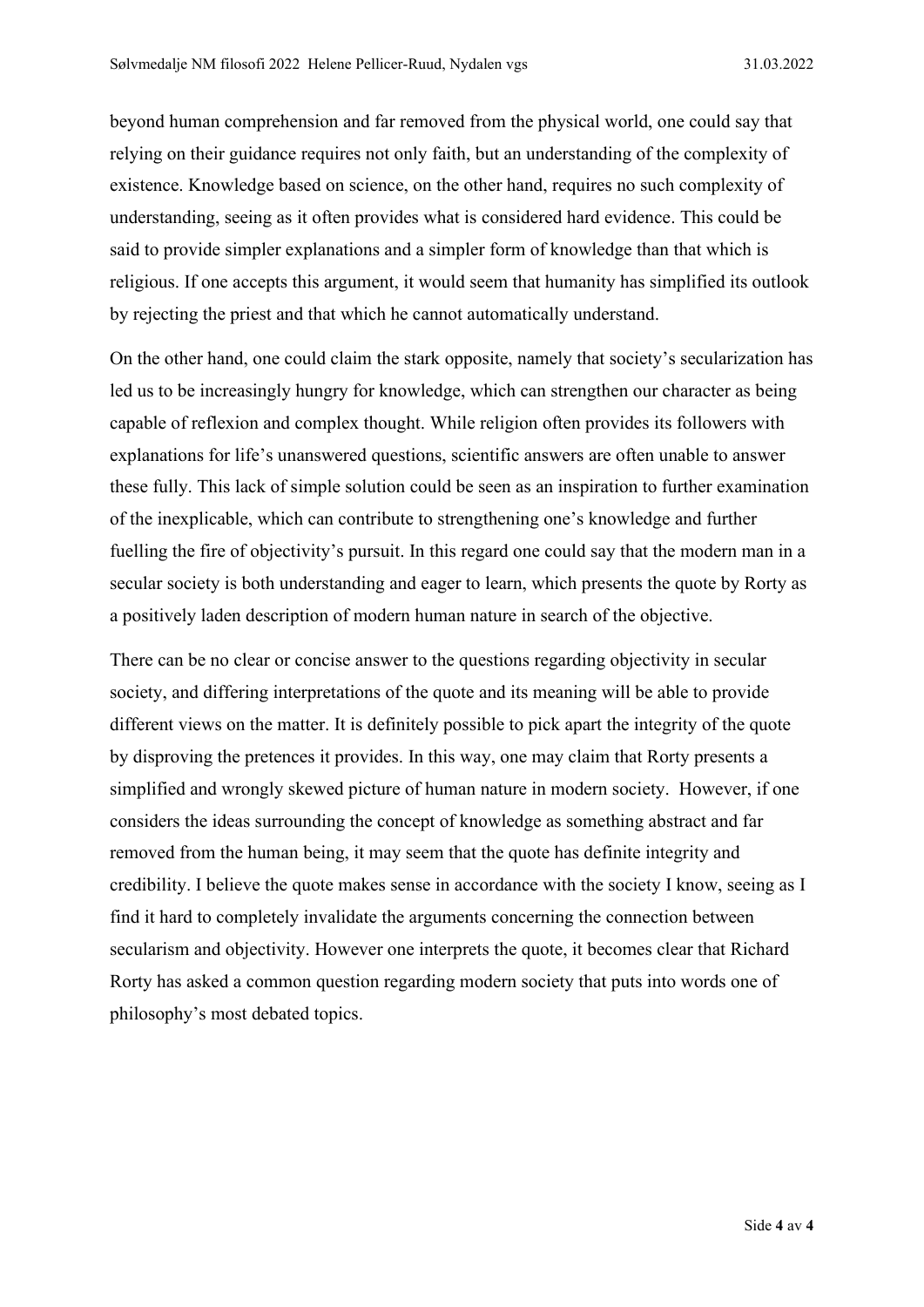beyond human comprehension and far removed from the physical world, one could say that relying on their guidance requires not only faith, but an understanding of the complexity of existence. Knowledge based on science, on the other hand, requires no such complexity of understanding, seeing as it often provides what is considered hard evidence. This could be said to provide simpler explanations and a simpler form of knowledge than that which is religious. If one accepts this argument, it would seem that humanity has simplified its outlook by rejecting the priest and that which he cannot automatically understand.

On the other hand, one could claim the stark opposite, namely that society's secularization has led us to be increasingly hungry for knowledge, which can strengthen our character as being capable of reflexion and complex thought. While religion often provides its followers with explanations for life's unanswered questions, scientific answers are often unable to answer these fully. This lack of simple solution could be seen as an inspiration to further examination of the inexplicable, which can contribute to strengthening one's knowledge and further fuelling the fire of objectivity's pursuit. In this regard one could say that the modern man in a secular society is both understanding and eager to learn, which presents the quote by Rorty as a positively laden description of modern human nature in search of the objective.

There can be no clear or concise answer to the questions regarding objectivity in secular society, and differing interpretations of the quote and its meaning will be able to provide different views on the matter. It is definitely possible to pick apart the integrity of the quote by disproving the pretences it provides. In this way, one may claim that Rorty presents a simplified and wrongly skewed picture of human nature in modern society. However, if one considers the ideas surrounding the concept of knowledge as something abstract and far removed from the human being, it may seem that the quote has definite integrity and credibility. I believe the quote makes sense in accordance with the society I know, seeing as I find it hard to completely invalidate the arguments concerning the connection between secularism and objectivity. However one interprets the quote, it becomes clear that Richard Rorty has asked a common question regarding modern society that puts into words one of philosophy's most debated topics.